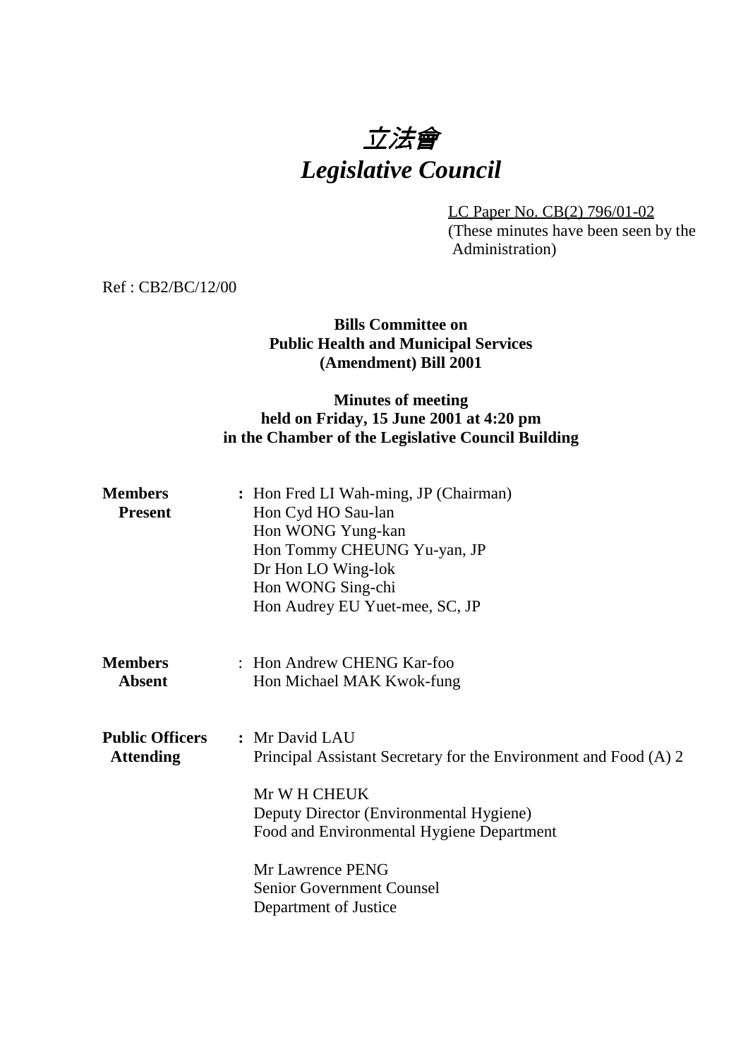# 立法會
# *Legislative Council*

LC Paper No. CB(2) 796/01-02
(These minutes have been seen by the Administration)

Ref : CB2/BC/12/00

**Bills Committee on**
**Public Health and Municipal Services**
**(Amendment) Bill 2001**

**Minutes of meeting**
**held on Friday, 15 June 2001 at 4:20 pm**
**in the Chamber of the Legislative Council Building**

**Members Present** : Hon Fred LI Wah-ming, JP (Chairman)
Hon Cyd HO Sau-lan
Hon WONG Yung-kan
Hon Tommy CHEUNG Yu-yan, JP
Dr Hon LO Wing-lok
Hon WONG Sing-chi
Hon Audrey EU Yuet-mee, SC, JP

**Members Absent** : Hon Andrew CHENG Kar-foo
Hon Michael MAK Kwok-fung

**Public Officers Attending** : Mr David LAU
Principal Assistant Secretary for the Environment and Food (A) 2

Mr W H CHEUK
Deputy Director (Environmental Hygiene)
Food and Environmental Hygiene Department

Mr Lawrence PENG
Senior Government Counsel
Department of Justice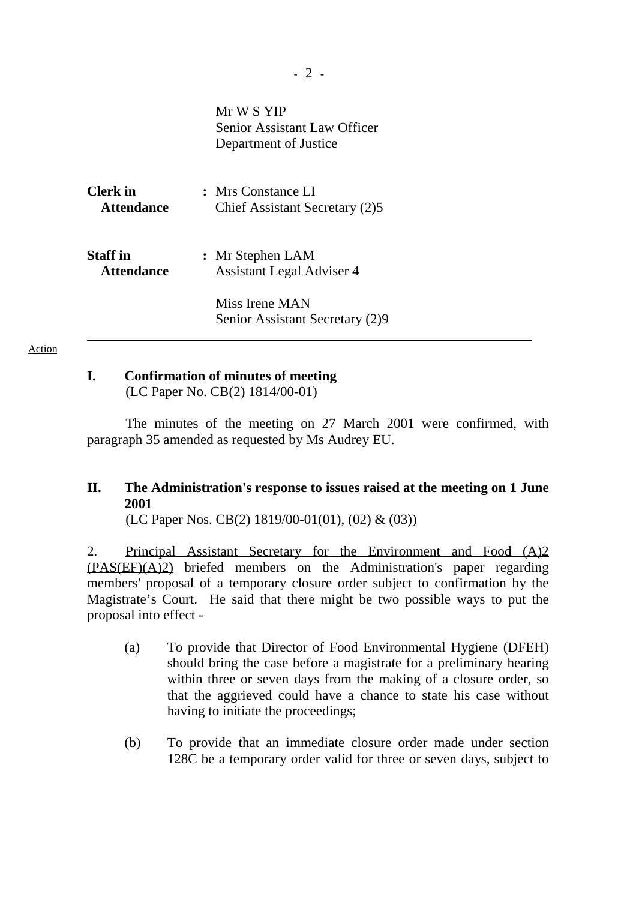Mr W S YIP
Senior Assistant Law Officer
Department of Justice

**Clerk in Attendance** : Mrs Constance LI
Chief Assistant Secretary (2)5

**Staff in Attendance** : Mr Stephen LAM
Assistant Legal Adviser 4

Miss Irene MAN
Senior Assistant Secretary (2)9

---

Action

## I. Confirmation of minutes of meeting

(LC Paper No. CB(2) 1814/00-01)

The minutes of the meeting on 27 March 2001 were confirmed, with paragraph 35 amended as requested by Ms Audrey EU.

## II. The Administration's response to issues raised at the meeting on 1 June 2001

(LC Paper Nos. CB(2) 1819/00-01(01), (02) & (03))

2. Principal Assistant Secretary for the Environment and Food (A)2 (PAS(EF)(A)2) briefed members on the Administration's paper regarding members' proposal of a temporary closure order subject to confirmation by the Magistrate's Court. He said that there might be two possible ways to put the proposal into effect -

(a) To provide that Director of Food Environmental Hygiene (DFEH) should bring the case before a magistrate for a preliminary hearing within three or seven days from the making of a closure order, so that the aggrieved could have a chance to state his case without having to initiate the proceedings;

(b) To provide that an immediate closure order made under section 128C be a temporary order valid for three or seven days, subject to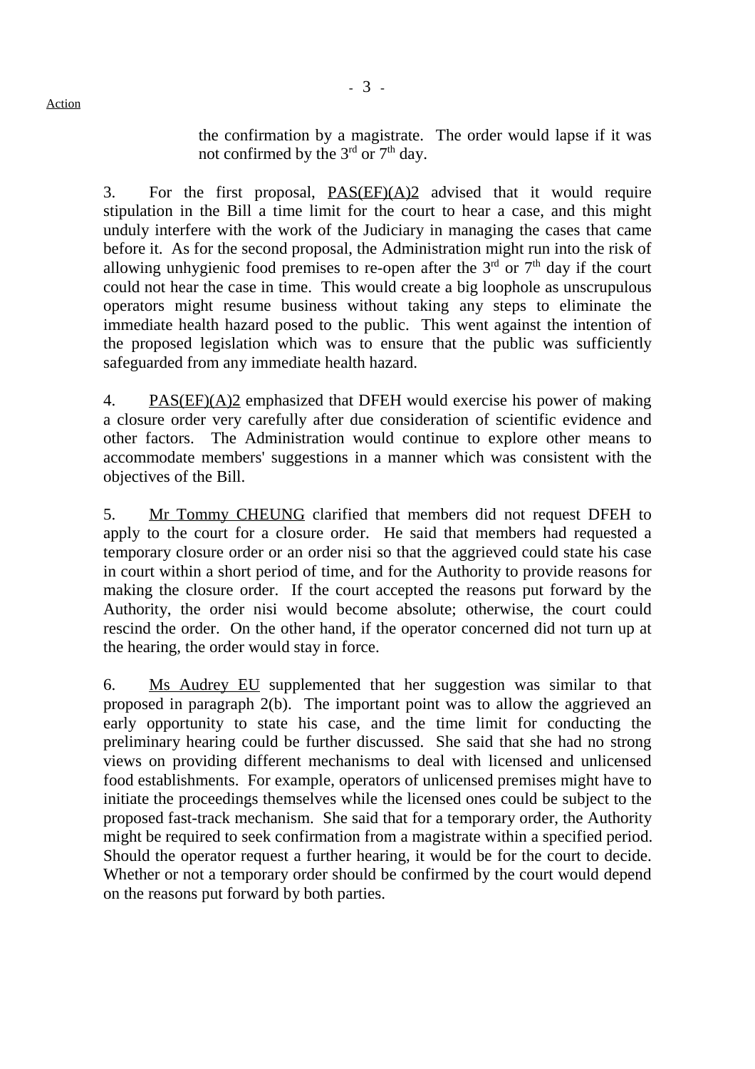Action

the confirmation by a magistrate. The order would lapse if it was not confirmed by the 3rd or 7th day.

3. For the first proposal, PAS(EF)(A)2 advised that it would require stipulation in the Bill a time limit for the court to hear a case, and this might unduly interfere with the work of the Judiciary in managing the cases that came before it. As for the second proposal, the Administration might run into the risk of allowing unhygienic food premises to re-open after the 3rd or 7th day if the court could not hear the case in time. This would create a big loophole as unscrupulous operators might resume business without taking any steps to eliminate the immediate health hazard posed to the public. This went against the intention of the proposed legislation which was to ensure that the public was sufficiently safeguarded from any immediate health hazard.

4. PAS(EF)(A)2 emphasized that DFEH would exercise his power of making a closure order very carefully after due consideration of scientific evidence and other factors. The Administration would continue to explore other means to accommodate members' suggestions in a manner which was consistent with the objectives of the Bill.

5. Mr Tommy CHEUNG clarified that members did not request DFEH to apply to the court for a closure order. He said that members had requested a temporary closure order or an order nisi so that the aggrieved could state his case in court within a short period of time, and for the Authority to provide reasons for making the closure order. If the court accepted the reasons put forward by the Authority, the order nisi would become absolute; otherwise, the court could rescind the order. On the other hand, if the operator concerned did not turn up at the hearing, the order would stay in force.

6. Ms Audrey EU supplemented that her suggestion was similar to that proposed in paragraph 2(b). The important point was to allow the aggrieved an early opportunity to state his case, and the time limit for conducting the preliminary hearing could be further discussed. She said that she had no strong views on providing different mechanisms to deal with licensed and unlicensed food establishments. For example, operators of unlicensed premises might have to initiate the proceedings themselves while the licensed ones could be subject to the proposed fast-track mechanism. She said that for a temporary order, the Authority might be required to seek confirmation from a magistrate within a specified period. Should the operator request a further hearing, it would be for the court to decide. Whether or not a temporary order should be confirmed by the court would depend on the reasons put forward by both parties.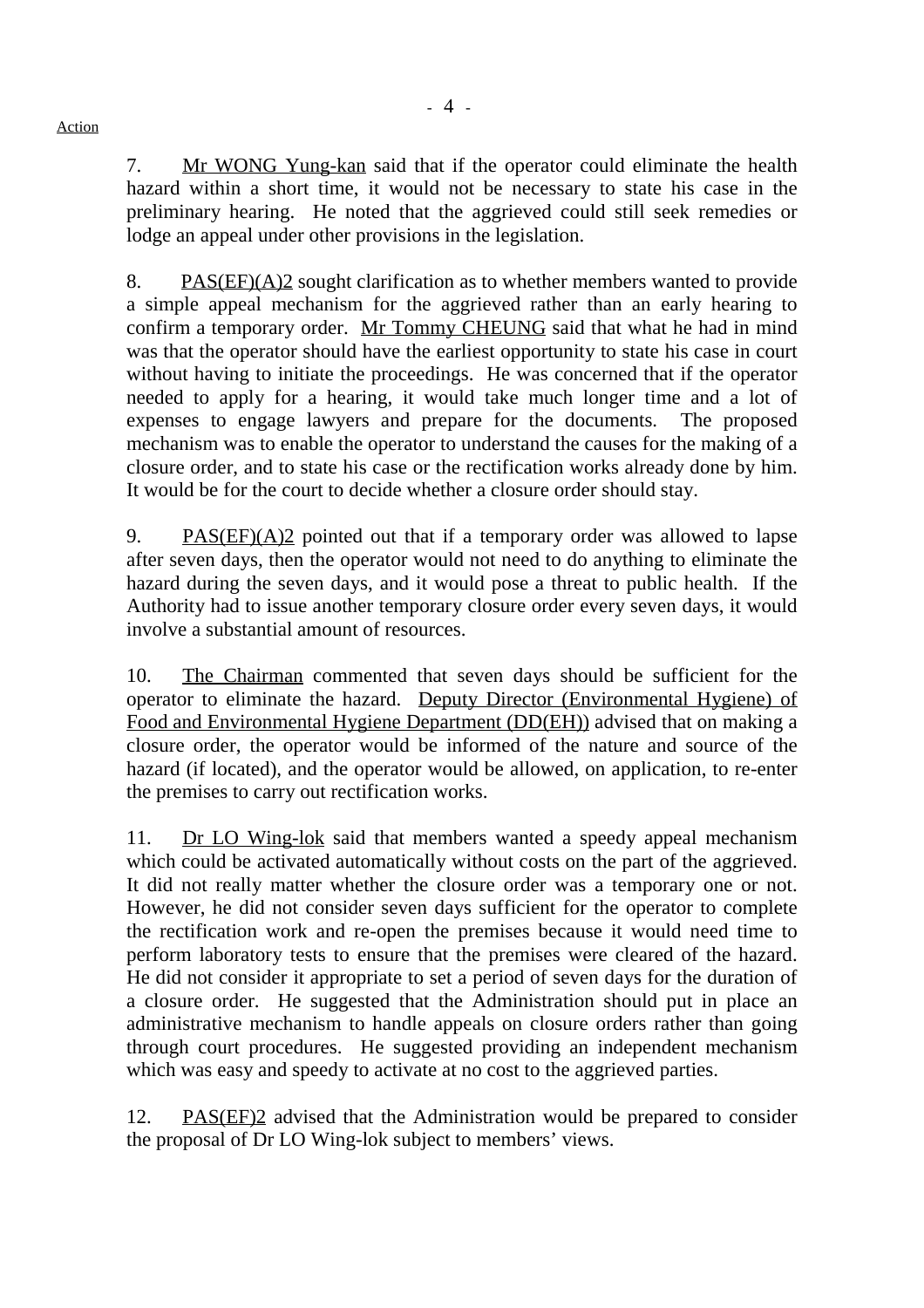Action

7. Mr WONG Yung-kan said that if the operator could eliminate the health hazard within a short time, it would not be necessary to state his case in the preliminary hearing. He noted that the aggrieved could still seek remedies or lodge an appeal under other provisions in the legislation.

8. PAS(EF)(A)2 sought clarification as to whether members wanted to provide a simple appeal mechanism for the aggrieved rather than an early hearing to confirm a temporary order. Mr Tommy CHEUNG said that what he had in mind was that the operator should have the earliest opportunity to state his case in court without having to initiate the proceedings. He was concerned that if the operator needed to apply for a hearing, it would take much longer time and a lot of expenses to engage lawyers and prepare for the documents. The proposed mechanism was to enable the operator to understand the causes for the making of a closure order, and to state his case or the rectification works already done by him. It would be for the court to decide whether a closure order should stay.

9. PAS(EF)(A)2 pointed out that if a temporary order was allowed to lapse after seven days, then the operator would not need to do anything to eliminate the hazard during the seven days, and it would pose a threat to public health. If the Authority had to issue another temporary closure order every seven days, it would involve a substantial amount of resources.

10. The Chairman commented that seven days should be sufficient for the operator to eliminate the hazard. Deputy Director (Environmental Hygiene) of Food and Environmental Hygiene Department (DD(EH)) advised that on making a closure order, the operator would be informed of the nature and source of the hazard (if located), and the operator would be allowed, on application, to re-enter the premises to carry out rectification works.

11. Dr LO Wing-lok said that members wanted a speedy appeal mechanism which could be activated automatically without costs on the part of the aggrieved. It did not really matter whether the closure order was a temporary one or not. However, he did not consider seven days sufficient for the operator to complete the rectification work and re-open the premises because it would need time to perform laboratory tests to ensure that the premises were cleared of the hazard. He did not consider it appropriate to set a period of seven days for the duration of a closure order. He suggested that the Administration should put in place an administrative mechanism to handle appeals on closure orders rather than going through court procedures. He suggested providing an independent mechanism which was easy and speedy to activate at no cost to the aggrieved parties.

12. PAS(EF)2 advised that the Administration would be prepared to consider the proposal of Dr LO Wing-lok subject to members' views.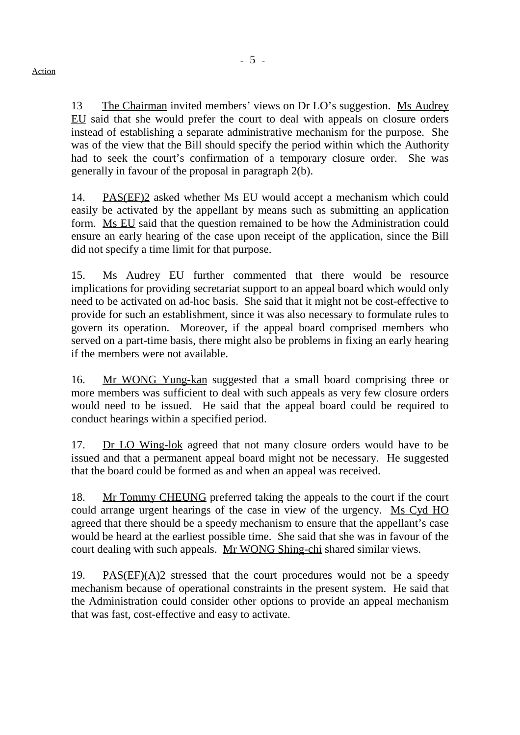Action

13 The Chairman invited members' views on Dr LO's suggestion. Ms Audrey EU said that she would prefer the court to deal with appeals on closure orders instead of establishing a separate administrative mechanism for the purpose. She was of the view that the Bill should specify the period within which the Authority had to seek the court's confirmation of a temporary closure order. She was generally in favour of the proposal in paragraph 2(b).

14. PAS(EF)2 asked whether Ms EU would accept a mechanism which could easily be activated by the appellant by means such as submitting an application form. Ms EU said that the question remained to be how the Administration could ensure an early hearing of the case upon receipt of the application, since the Bill did not specify a time limit for that purpose.

15. Ms Audrey EU further commented that there would be resource implications for providing secretariat support to an appeal board which would only need to be activated on ad-hoc basis. She said that it might not be cost-effective to provide for such an establishment, since it was also necessary to formulate rules to govern its operation. Moreover, if the appeal board comprised members who served on a part-time basis, there might also be problems in fixing an early hearing if the members were not available.

16. Mr WONG Yung-kan suggested that a small board comprising three or more members was sufficient to deal with such appeals as very few closure orders would need to be issued. He said that the appeal board could be required to conduct hearings within a specified period.

17. Dr LO Wing-lok agreed that not many closure orders would have to be issued and that a permanent appeal board might not be necessary. He suggested that the board could be formed as and when an appeal was received.

18. Mr Tommy CHEUNG preferred taking the appeals to the court if the court could arrange urgent hearings of the case in view of the urgency. Ms Cyd HO agreed that there should be a speedy mechanism to ensure that the appellant's case would be heard at the earliest possible time. She said that she was in favour of the court dealing with such appeals. Mr WONG Shing-chi shared similar views.

19. PAS(EF)(A)2 stressed that the court procedures would not be a speedy mechanism because of operational constraints in the present system. He said that the Administration could consider other options to provide an appeal mechanism that was fast, cost-effective and easy to activate.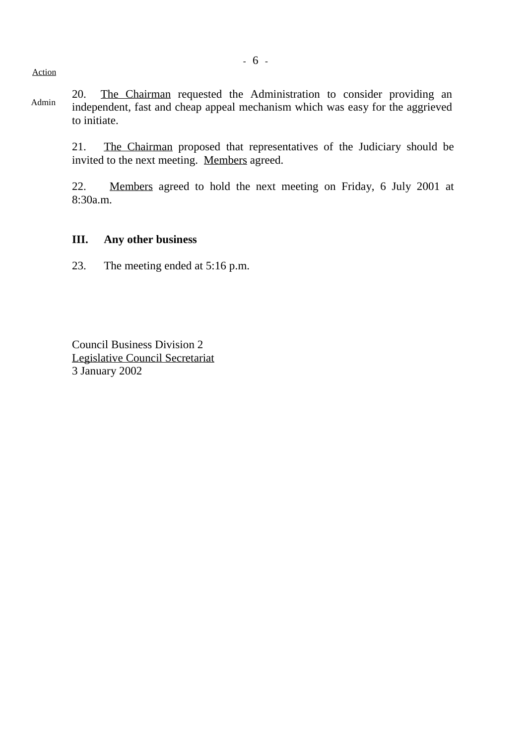Action

Admin

20. The Chairman requested the Administration to consider providing an independent, fast and cheap appeal mechanism which was easy for the aggrieved to initiate.

21. The Chairman proposed that representatives of the Judiciary should be invited to the next meeting. Members agreed.

22. Members agreed to hold the next meeting on Friday, 6 July 2001 at 8:30a.m.

### III. Any other business

23. The meeting ended at 5:16 p.m.

Council Business Division 2
Legislative Council Secretariat
3 January 2002